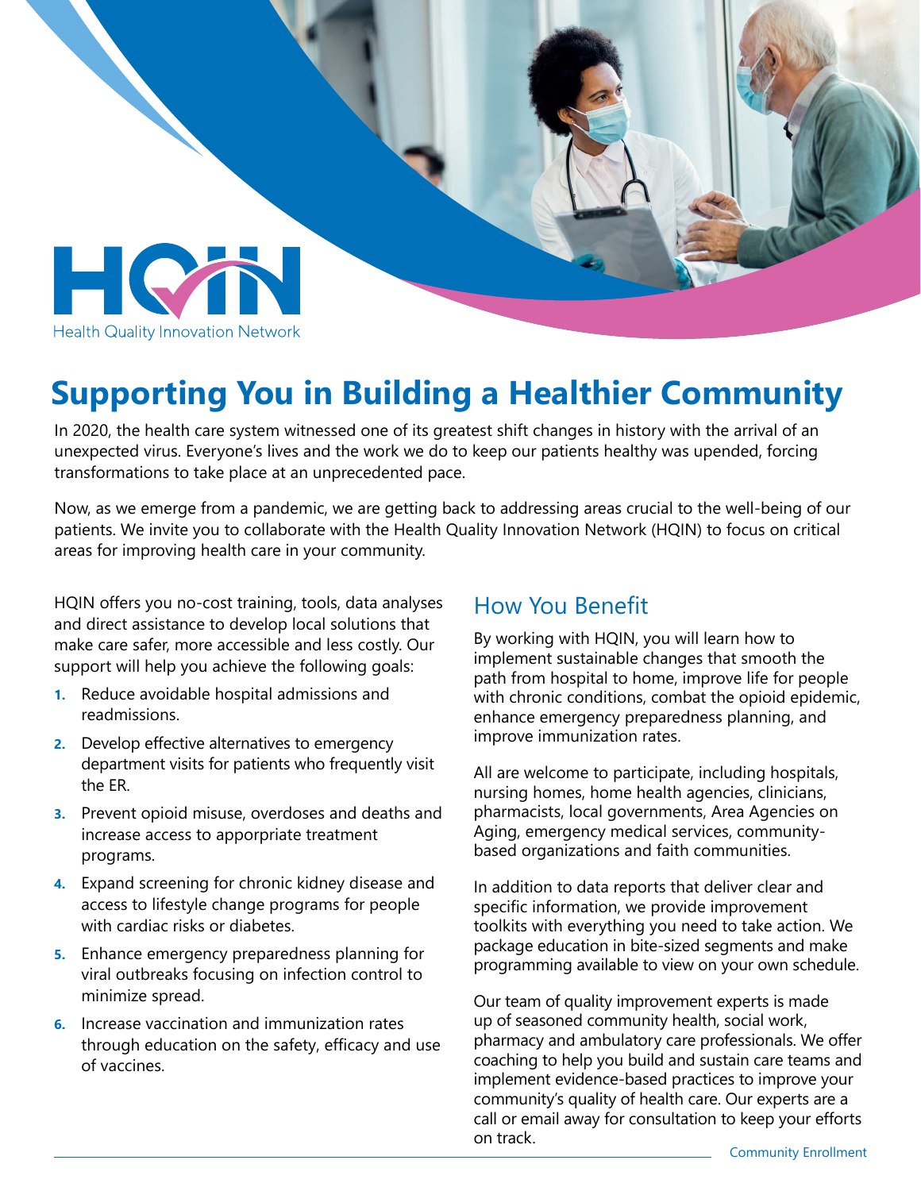HQIN

Health Quality Innovation Network

# Supporting You in Building a Healthier Community

In 2020, the health care system witnessed one of its greatest shift changes in history with the arrival of an unexpected virus. Everyone's lives and the work we do to keep our patients healthy was upended, forcing transformations to take place at an unprecedented pace.

Now, as we emerge from a pandemic, we are getting back to addressing areas crucial to the well-being of our patients. We invite you to collaborate with the Health Quality Innovation Network (HQIN) to focus on critical areas for improving health care in your community.

HQIN offers you no-cost training, tools, data analyses and direct assistance to develop local solutions that make care safer, more accessible and less costly. Our support will help you achieve the following goals:

1. Reduce avoidable hospital admissions and readmissions.
2. Develop effective alternatives to emergency department visits for patients who frequently visit the ER.
3. Prevent opioid misuse, overdoses and deaths and increase access to apporpriate treatment programs.
4. Expand screening for chronic kidney disease and access to lifestyle change programs for people with cardiac risks or diabetes.
5. Enhance emergency preparedness planning for viral outbreaks focusing on infection control to minimize spread.
6. Increase vaccination and immunization rates through education on the safety, efficacy and use of vaccines.

## How You Benefit

By working with HQIN, you will learn how to implement sustainable changes that smooth the path from hospital to home, improve life for people with chronic conditions, combat the opioid epidemic, enhance emergency preparedness planning, and improve immunization rates.

All are welcome to participate, including hospitals, nursing homes, home health agencies, clinicians, pharmacists, local governments, Area Agencies on Aging, emergency medical services, community-based organizations and faith communities.

In addition to data reports that deliver clear and specific information, we provide improvement toolkits with everything you need to take action. We package education in bite-sized segments and make programming available to view on your own schedule.

Our team of quality improvement experts is made up of seasoned community health, social work, pharmacy and ambulatory care professionals. We offer coaching to help you build and sustain care teams and implement evidence-based practices to improve your community's quality of health care. Our experts are a call or email away for consultation to keep your efforts on track.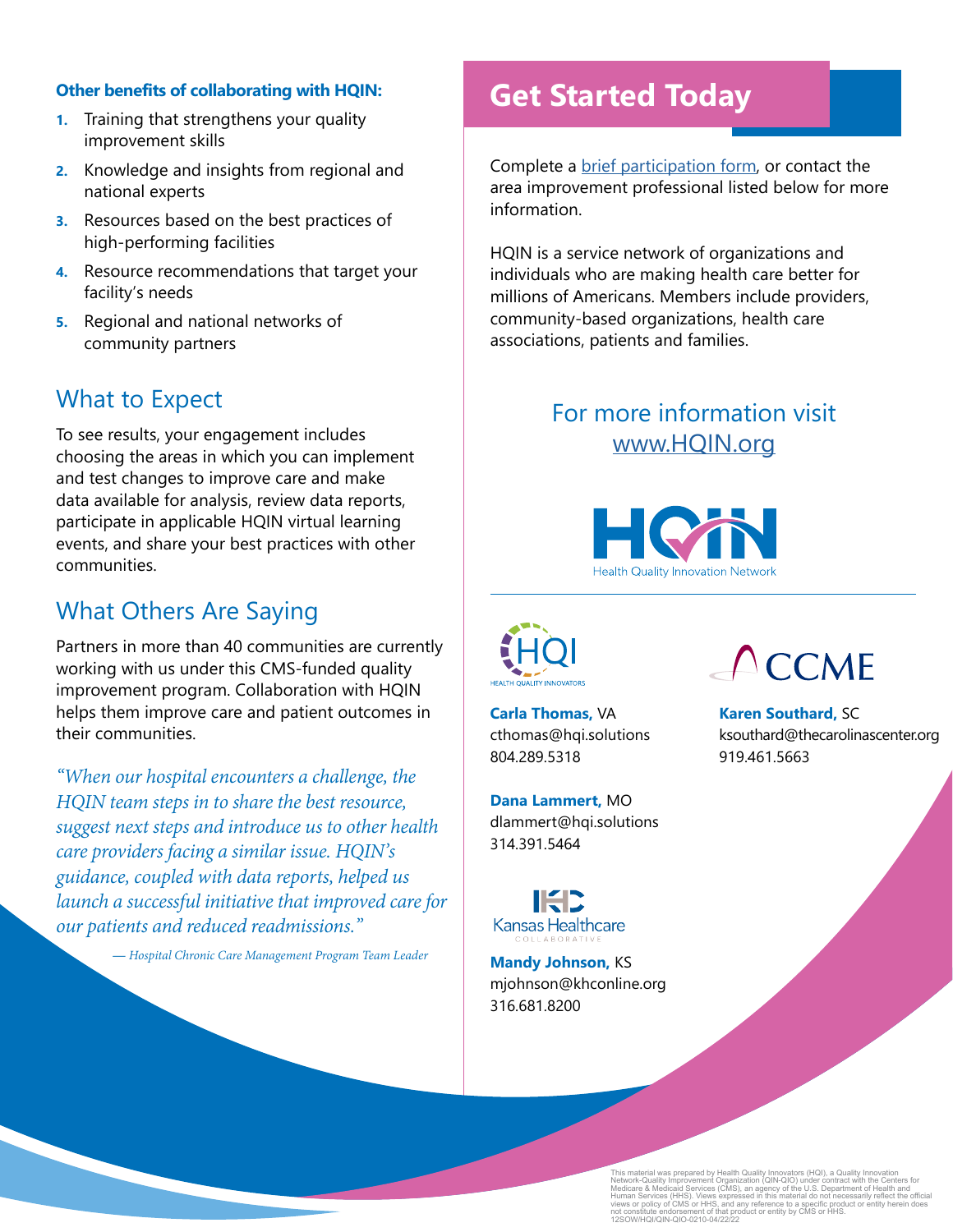**Other benefits of collaborating with HQIN:**

1. Training that strengthens your quality improvement skills
2. Knowledge and insights from regional and national experts
3. Resources based on the best practices of high-performing facilities
4. Resource recommendations that target your facility's needs
5. Regional and national networks of community partners

## What to Expect

To see results, your engagement includes choosing the areas in which you can implement and test changes to improve care and make data available for analysis, review data reports, participate in applicable HQIN virtual learning events, and share your best practices with other communities.

## What Others Are Saying

Partners in more than 40 communities are currently working with us under this CMS-funded quality improvement program. Collaboration with HQIN helps them improve care and patient outcomes in their communities.

*"When our hospital encounters a challenge, the HQIN team steps in to share the best resource, suggest next steps and introduce us to other health care providers facing a similar issue. HQIN's guidance, coupled with data reports, helped us launch a successful initiative that improved care for our patients and reduced readmissions."*

*— Hospital Chronic Care Management Program Team Leader*

# Get Started Today

Complete a brief participation form, or contact the area improvement professional listed below for more information.

HQIN is a service network of organizations and individuals who are making health care better for millions of Americans. Members include providers, community-based organizations, health care associations, patients and families.

For more information visit www.HQIN.org

HQIN Health Quality Innovation Network

HQI HEALTH QUALITY INNOVATORS

**Carla Thomas,** VA
cthomas@hqi.solutions
804.289.5318

**Dana Lammert,** MO
dlammert@hqi.solutions
314.391.5464

Kansas Healthcare COLLABORATIVE

**Mandy Johnson,** KS
mjohnson@khconline.org
316.681.8200

CCME

**Karen Southard,** SC
ksouthard@thecarolinascenter.org
919.461.5663

This material was prepared by Health Quality Innovators (HQI), a Quality Innovation Network-Quality Improvement Organization (QIN-QIO) under contract with the Centers for Medicare & Medicaid Services (CMS), an agency of the U.S. Department of Health and Human Services (HHS). Views expressed in this material do not necessarily reflect the official views or policy of CMS or HHS, and any reference to a specific product or entity herein does not constitute endorsement of that product or entity by CMS or HHS. 12SOW/HQI/QIN-QIO-0210-04/22/22